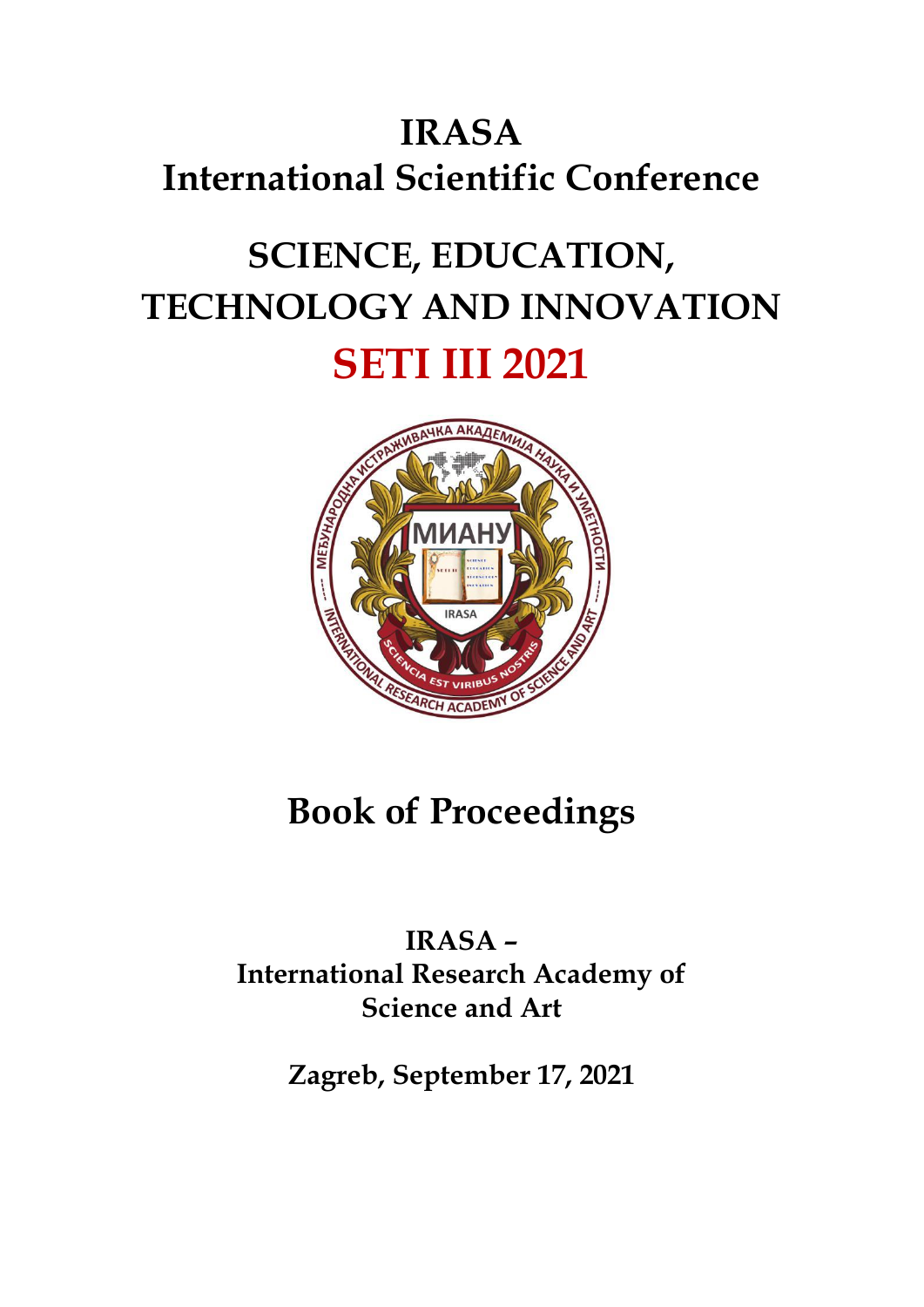# IRASA
# International Scientific Conference

# SCIENCE, EDUCATION, TECHNOLOGY AND INNOVATION

# SETI III 2021

# Book of Proceedings

**IRASA –**
**International Research Academy of Science and Art**

**Zagreb, September 17, 2021**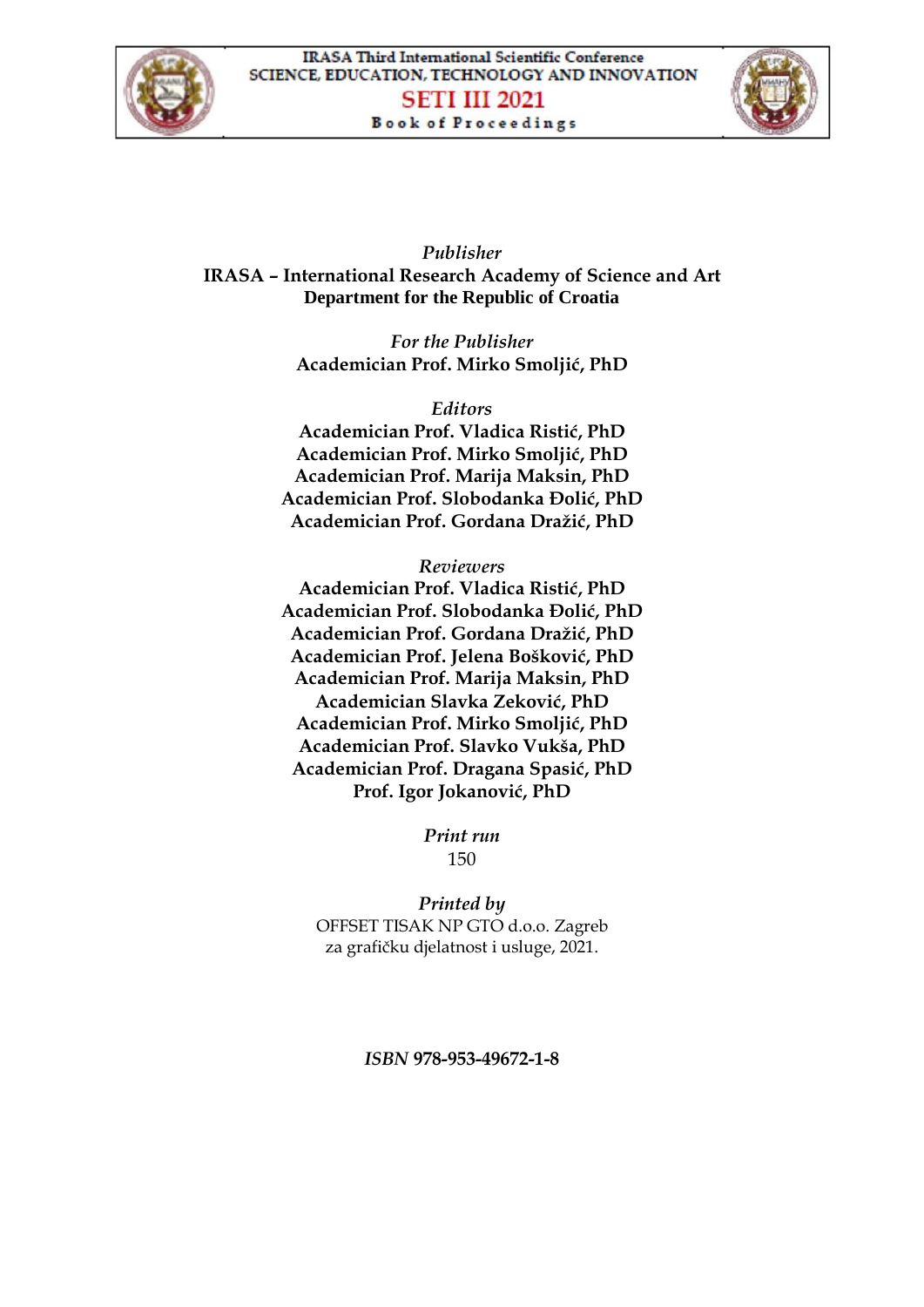*Publisher*
**IRASA – International Research Academy of Science and Art**
**Department for the Republic of Croatia**

*For the Publisher*
**Academician Prof. Mirko Smoljić, PhD**

*Editors*
**Academician Prof. Vladica Ristić, PhD**
**Academician Prof. Mirko Smoljić, PhD**
**Academician Prof. Marija Maksin, PhD**
**Academician Prof. Slobodanka Đolić, PhD**
**Academician Prof. Gordana Dražić, PhD**

*Reviewers*
**Academician Prof. Vladica Ristić, PhD**
**Academician Prof. Slobodanka Đolić, PhD**
**Academician Prof. Gordana Dražić, PhD**
**Academician Prof. Jelena Bošković, PhD**
**Academician Prof. Marija Maksin, PhD**
**Academician Slavka Zeković, PhD**
**Academician Prof. Mirko Smoljić, PhD**
**Academician Prof. Slavko Vukša, PhD**
**Academician Prof. Dragana Spasić, PhD**
**Prof. Igor Jokanović, PhD**

*Print run*
150

*Printed by*
OFFSET TISAK NP GTO d.o.o. Zagreb
za grafičku djelatnost i usluge, 2021.

*ISBN* **978-953-49672-1-8**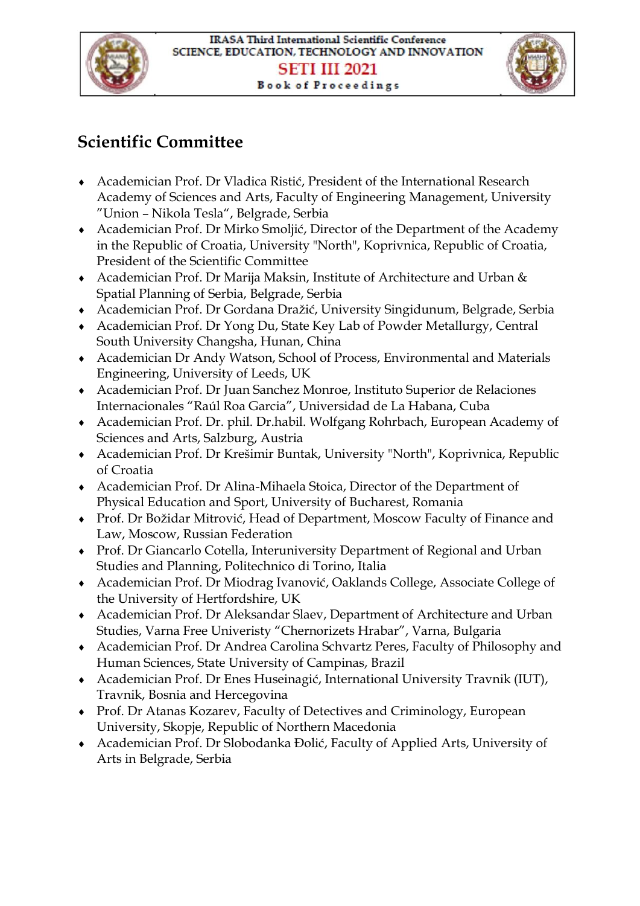## Scientific Committee

- Academician Prof. Dr Vladica Ristić, President of the International Research Academy of Sciences and Arts, Faculty of Engineering Management, University ”Union – Nikola Tesla“, Belgrade, Serbia
- Academician Prof. Dr Mirko Smoljić, Director of the Department of the Academy in the Republic of Croatia, University "North", Koprivnica, Republic of Croatia, President of the Scientific Committee
- Academician Prof. Dr Marija Maksin, Institute of Architecture and Urban & Spatial Planning of Serbia, Belgrade, Serbia
- Academician Prof. Dr Gordana Dražić, University Singidunum, Belgrade, Serbia
- Academician Prof. Dr Yong Du, State Key Lab of Powder Metallurgy, Central South University Changsha, Hunan, China
- Academician Dr Andy Watson, School of Process, Environmental and Materials Engineering, University of Leeds, UK
- Academician Prof. Dr Juan Sanchez Monroe, Instituto Superior de Relaciones Internacionales "Raúl Roa Garcia", Universidad de La Habana, Cuba
- Academician Prof. Dr. phil. Dr.habil. Wolfgang Rohrbach, European Academy of Sciences and Arts, Salzburg, Austria
- Academician Prof. Dr Krešimir Buntak, University "North", Koprivnica, Republic of Croatia
- Academician Prof. Dr Alina-Mihaela Stoica, Director of the Department of Physical Education and Sport, University of Bucharest, Romania
- Prof. Dr Božidar Mitrović, Head of Department, Moscow Faculty of Finance and Law, Moscow, Russian Federation
- Prof. Dr Giancarlo Cotella, Interuniversity Department of Regional and Urban Studies and Planning, Politechnico di Torino, Italia
- Academician Prof. Dr Miodrag Ivanović, Oaklands College, Associate College of the University of Hertfordshire, UK
- Academician Prof. Dr Aleksandar Slaev, Department of Architecture and Urban Studies, Varna Free Univeristy "Chernorizets Hrabar", Varna, Bulgaria
- Academician Prof. Dr Andrea Carolina Schvartz Peres, Faculty of Philosophy and Human Sciences, State University of Campinas, Brazil
- Academician Prof. Dr Enes Huseinagić, International University Travnik (IUT), Travnik, Bosnia and Hercegovina
- Prof. Dr Atanas Kozarev, Faculty of Detectives and Criminology, European University, Skopje, Republic of Northern Macedonia
- Academician Prof. Dr Slobodanka Đolić, Faculty of Applied Arts, University of Arts in Belgrade, Serbia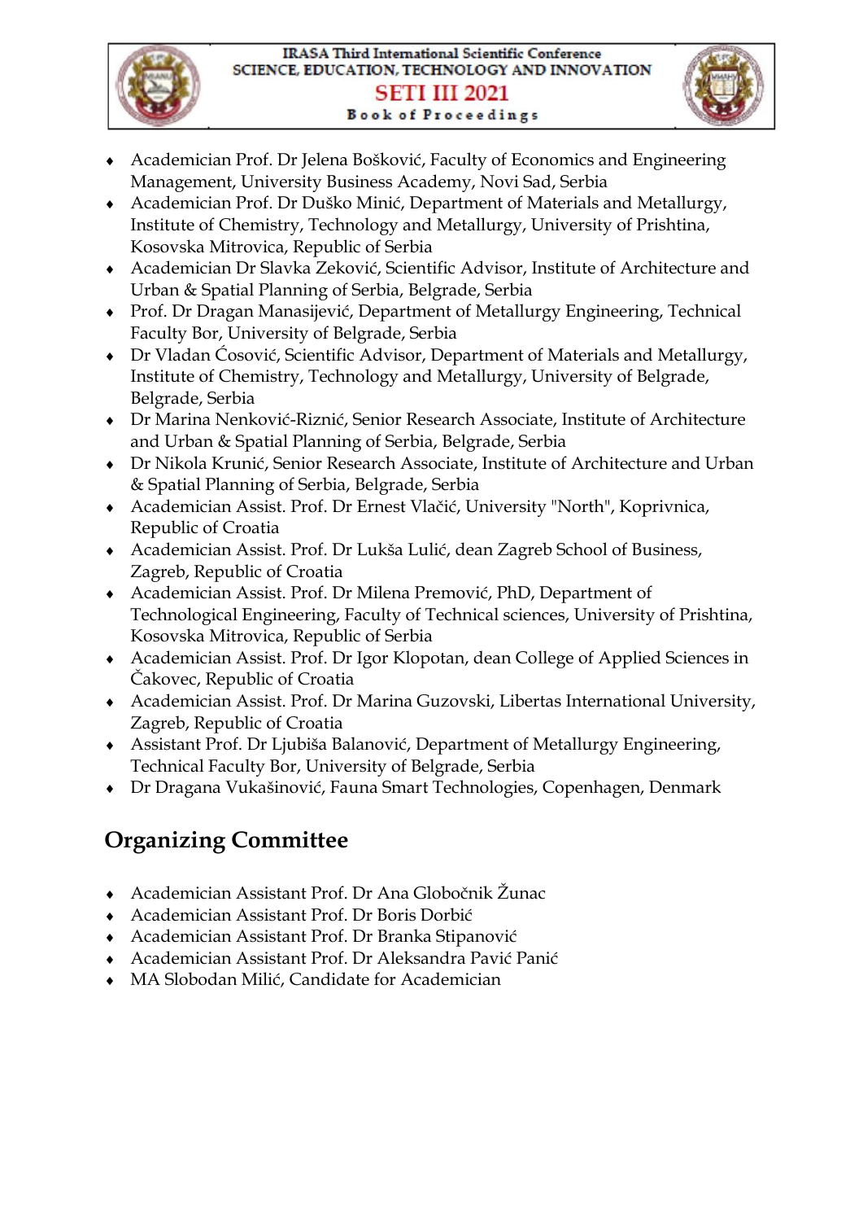- Academician Prof. Dr Jelena Bošković, Faculty of Economics and Engineering Management, University Business Academy, Novi Sad, Serbia
- Academician Prof. Dr Duško Minić, Department of Materials and Metallurgy, Institute of Chemistry, Technology and Metallurgy, University of Prishtina, Kosovska Mitrovica, Republic of Serbia
- Academician Dr Slavka Zeković, Scientific Advisor, Institute of Architecture and Urban & Spatial Planning of Serbia, Belgrade, Serbia
- Prof. Dr Dragan Manasijević, Department of Metallurgy Engineering, Technical Faculty Bor, University of Belgrade, Serbia
- Dr Vladan Ćosović, Scientific Advisor, Department of Materials and Metallurgy, Institute of Chemistry, Technology and Metallurgy, University of Belgrade, Belgrade, Serbia
- Dr Marina Nenković-Riznić, Senior Research Associate, Institute of Architecture and Urban & Spatial Planning of Serbia, Belgrade, Serbia
- Dr Nikola Krunić, Senior Research Associate, Institute of Architecture and Urban & Spatial Planning of Serbia, Belgrade, Serbia
- Academician Assist. Prof. Dr Ernest Vlačić, University "North", Koprivnica, Republic of Croatia
- Academician Assist. Prof. Dr Lukša Lulić, dean Zagreb School of Business, Zagreb, Republic of Croatia
- Academician Assist. Prof. Dr Milena Premović, PhD, Department of Technological Engineering, Faculty of Technical sciences, University of Prishtina, Kosovska Mitrovica, Republic of Serbia
- Academician Assist. Prof. Dr Igor Klopotan, dean College of Applied Sciences in Čakovec, Republic of Croatia
- Academician Assist. Prof. Dr Marina Guzovski, Libertas International University, Zagreb, Republic of Croatia
- Assistant Prof. Dr Ljubiša Balanović, Department of Metallurgy Engineering, Technical Faculty Bor, University of Belgrade, Serbia
- Dr Dragana Vukašinović, Fauna Smart Technologies, Copenhagen, Denmark

## Organizing Committee

- Academician Assistant Prof. Dr Ana Globočnik Žunac
- Academician Assistant Prof. Dr Boris Dorbić
- Academician Assistant Prof. Dr Branka Stipanović
- Academician Assistant Prof. Dr Aleksandra Pavić Panić
- MA Slobodan Milić, Candidate for Academician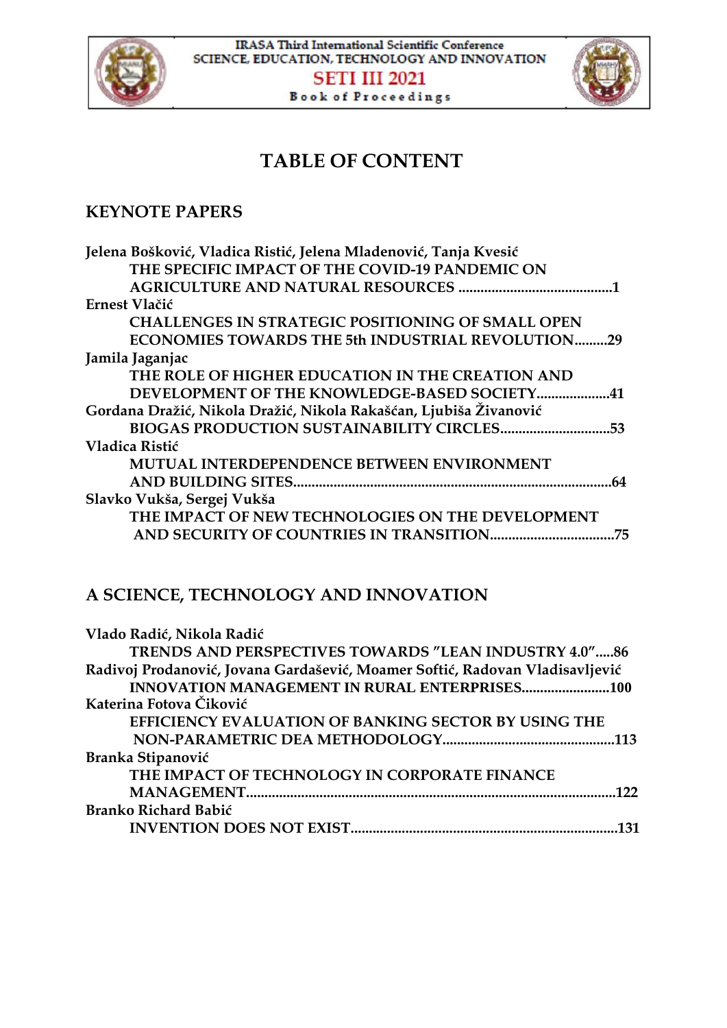# TABLE OF CONTENT

## KEYNOTE PAPERS

**Jelena Bošković, Vladica Ristić, Jelena Mladenović, Tanja Kvesić**
**THE SPECIFIC IMPACT OF THE COVID-19 PANDEMIC ON AGRICULTURE AND NATURAL RESOURCES ..........................................1**

**Ernest Vlačić**
**CHALLENGES IN STRATEGIC POSITIONING OF SMALL OPEN ECONOMIES TOWARDS THE 5th INDUSTRIAL REVOLUTION.........29**

**Jamila Jaganjac**
**THE ROLE OF HIGHER EDUCATION IN THE CREATION AND DEVELOPMENT OF THE KNOWLEDGE-BASED SOCIETY....................41**

**Gordana Dražić, Nikola Dražić, Nikola Rakašćan, Ljubiša Živanović**
**BIOGAS PRODUCTION SUSTAINABILITY CIRCLES..............................53**

**Vladica Ristić**
**MUTUAL INTERDEPENDENCE BETWEEN ENVIRONMENT AND BUILDING SITES......................................................................................64**

**Slavko Vukša, Sergej Vukša**
**THE IMPACT OF NEW TECHNOLOGIES ON THE DEVELOPMENT AND SECURITY OF COUNTRIES IN TRANSITION..................................75**

## A SCIENCE, TECHNOLOGY AND INNOVATION

**Vlado Radić, Nikola Radić**
**TRENDS AND PERSPECTIVES TOWARDS "LEAN INDUSTRY 4.0".....86**

**Radivoj Prodanović, Jovana Gardašević, Moamer Softić, Radovan Vladisavljević**
**INNOVATION MANAGEMENT IN RURAL ENTERPRISES........................100**

**Katerina Fotova Čiković**
**EFFICIENCY EVALUATION OF BANKING SECTOR BY USING THE NON-PARAMETRIC DEA METHODOLOGY...............................................113**

**Branka Stipanović**
**THE IMPACT OF TECHNOLOGY IN CORPORATE FINANCE MANAGEMENT.....................................................................................................122**

**Branko Richard Babić**
**INVENTION DOES NOT EXIST........................................................................131**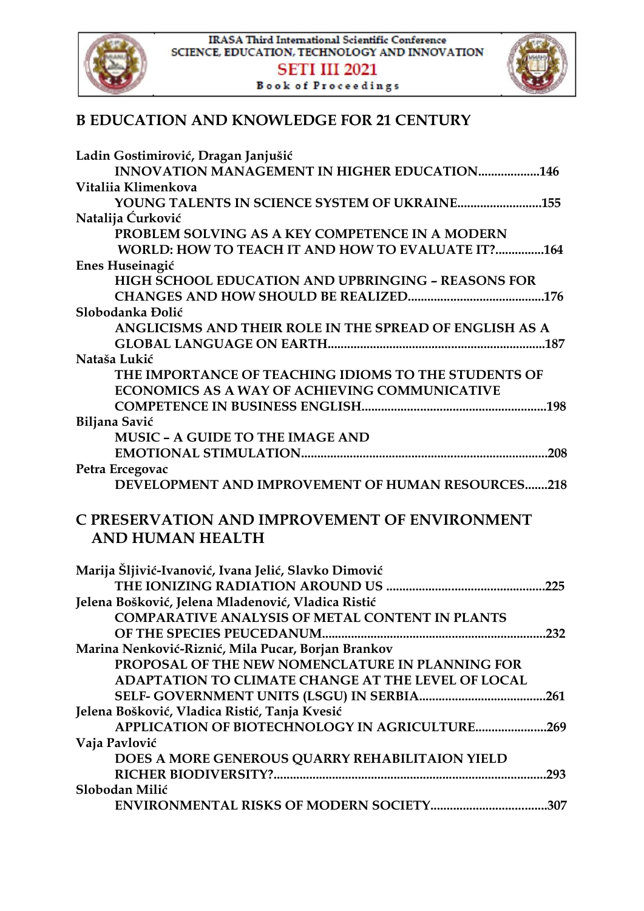## B EDUCATION AND KNOWLEDGE FOR 21 CENTURY

**Ladin Gostimirović, Dragan Janjušić**
**INNOVATION MANAGEMENT IN HIGHER EDUCATION....................146**

**Vitaliia Klimenkova**
**YOUNG TALENTS IN SCIENCE SYSTEM OF UKRAINE..........................155**

**Natalija Ćurković**
**PROBLEM SOLVING AS A KEY COMPETENCE IN A MODERN WORLD: HOW TO TEACH IT AND HOW TO EVALUATE IT?...............164**

**Enes Huseinagić**
**HIGH SCHOOL EDUCATION AND UPBRINGING – REASONS FOR CHANGES AND HOW SHOULD BE REALIZED..........................................176**

**Slobodanka Đolić**
**ANGLICISMS AND THEIR ROLE IN THE SPREAD OF ENGLISH AS A GLOBAL LANGUAGE ON EARTH...................................................................187**

**Nataša Lukić**
**THE IMPORTANCE OF TEACHING IDIOMS TO THE STUDENTS OF ECONOMICS AS A WAY OF ACHIEVING COMMUNICATIVE COMPETENCE IN BUSINESS ENGLISH.........................................................198**

**Biljana Savić**
**MUSIC – A GUIDE TO THE IMAGE AND EMOTIONAL STIMULATION...........................................................................208**

**Petra Ercegovac**
**DEVELOPMENT AND IMPROVEMENT OF HUMAN RESOURCES.......218**

## C PRESERVATION AND IMPROVEMENT OF ENVIRONMENT AND HUMAN HEALTH

**Marija Šljivić-Ivanović, Ivana Jelić, Slavko Dimović**
**THE IONIZING RADIATION AROUND US ................................................225**

**Jelena Bošković, Jelena Mladenović, Vladica Ristić**
**COMPARATIVE ANALYSIS OF METAL CONTENT IN PLANTS OF THE SPECIES PEUCEDANUM.....................................................................232**

**Marina Nenković-Riznić, Mila Pucar, Borjan Brankov**
**PROPOSAL OF THE NEW NOMENCLATURE IN PLANNING FOR ADAPTATION TO CLIMATE CHANGE AT THE LEVEL OF LOCAL SELF- GOVERNMENT UNITS (LSGU) IN SERBIA.......................................261**

**Jelena Bošković, Vladica Ristić, Tanja Kvesić**
**APPLICATION OF BIOTECHNOLOGY IN AGRICULTURE......................269**

**Vaja Pavlović**
**DOES A MORE GENEROUS QUARRY REHABILITAION YIELD RICHER BIODIVERSITY?...................................................................................293**

**Slobodan Milić**
**ENVIRONMENTAL RISKS OF MODERN SOCIETY....................................307**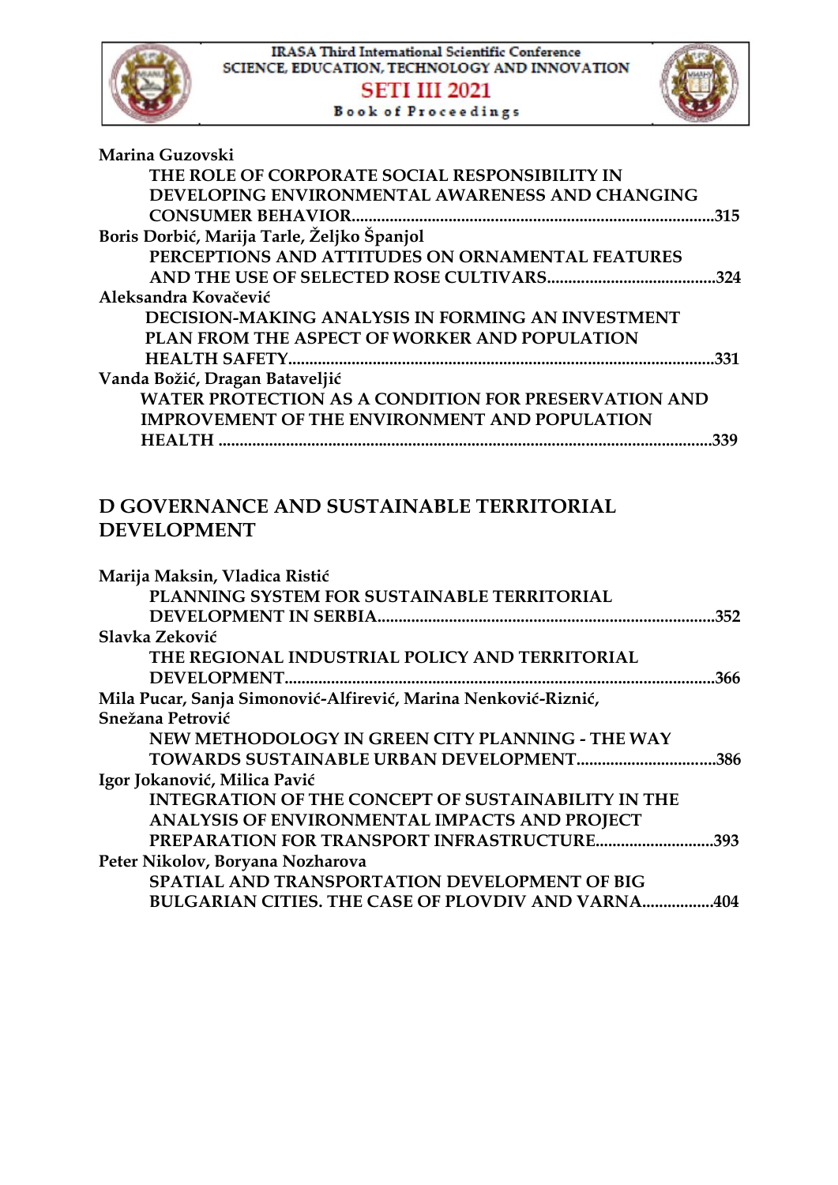**Marina Guzovski**
THE ROLE OF CORPORATE SOCIAL RESPONSIBILITY IN DEVELOPING ENVIRONMENTAL AWARENESS AND CHANGING CONSUMER BEHAVIOR......315

**Boris Dorbić, Marija Tarle, Željko Španjol**
PERCEPTIONS AND ATTITUDES ON ORNAMENTAL FEATURES AND THE USE OF SELECTED ROSE CULTIVARS......324

**Aleksandra Kovačević**
DECISION-MAKING ANALYSIS IN FORMING AN INVESTMENT PLAN FROM THE ASPECT OF WORKER AND POPULATION HEALTH SAFETY......331

**Vanda Božić, Dragan Bataveljić**
WATER PROTECTION AS A CONDITION FOR PRESERVATION AND IMPROVEMENT OF THE ENVIRONMENT AND POPULATION HEALTH......339

## D GOVERNANCE AND SUSTAINABLE TERRITORIAL DEVELOPMENT

**Marija Maksin, Vladica Ristić**
PLANNING SYSTEM FOR SUSTAINABLE TERRITORIAL DEVELOPMENT IN SERBIA......352

**Slavka Zeković**
THE REGIONAL INDUSTRIAL POLICY AND TERRITORIAL DEVELOPMENT......366

**Mila Pucar, Sanja Simonović-Alfirević, Marina Nenković-Riznić, Snežana Petrović**
NEW METHODOLOGY IN GREEN CITY PLANNING - THE WAY TOWARDS SUSTAINABLE URBAN DEVELOPMENT......386

**Igor Jokanović, Milica Pavić**
INTEGRATION OF THE CONCEPT OF SUSTAINABILITY IN THE ANALYSIS OF ENVIRONMENTAL IMPACTS AND PROJECT PREPARATION FOR TRANSPORT INFRASTRUCTURE......393

**Peter Nikolov, Boryana Nozharova**
SPATIAL AND TRANSPORTATION DEVELOPMENT OF BIG BULGARIAN CITIES. THE CASE OF PLOVDIV AND VARNA......404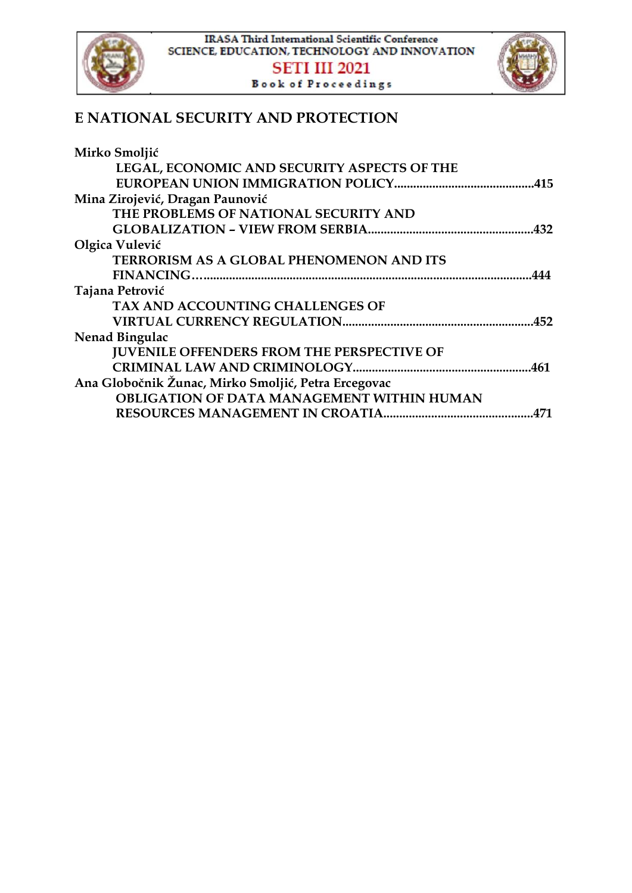## E NATIONAL SECURITY AND PROTECTION

**Mirko Smoljić**
**LEGAL, ECONOMIC AND SECURITY ASPECTS OF THE EUROPEAN UNION IMMIGRATION POLICY............................................415**

**Mina Zirojević, Dragan Paunović**
**THE PROBLEMS OF NATIONAL SECURITY AND GLOBALIZATION – VIEW FROM SERBIA....................................................432**

**Olgica Vulević**
**TERRORISM AS A GLOBAL PHENOMENON AND ITS FINANCING…....................................................................................................444**

**Tajana Petrović**
**TAX AND ACCOUNTING CHALLENGES OF VIRTUAL CURRENCY REGULATION............................................................452**

**Nenad Bingulac**
**JUVENILE OFFENDERS FROM THE PERSPECTIVE OF CRIMINAL LAW AND CRIMINOLOGY.......................................................461**

**Ana Globočnik Žunac, Mirko Smoljić, Petra Ercegovac**
**OBLIGATION OF DATA MANAGEMENT WITHIN HUMAN RESOURCES MANAGEMENT IN CROATIA...............................................471**